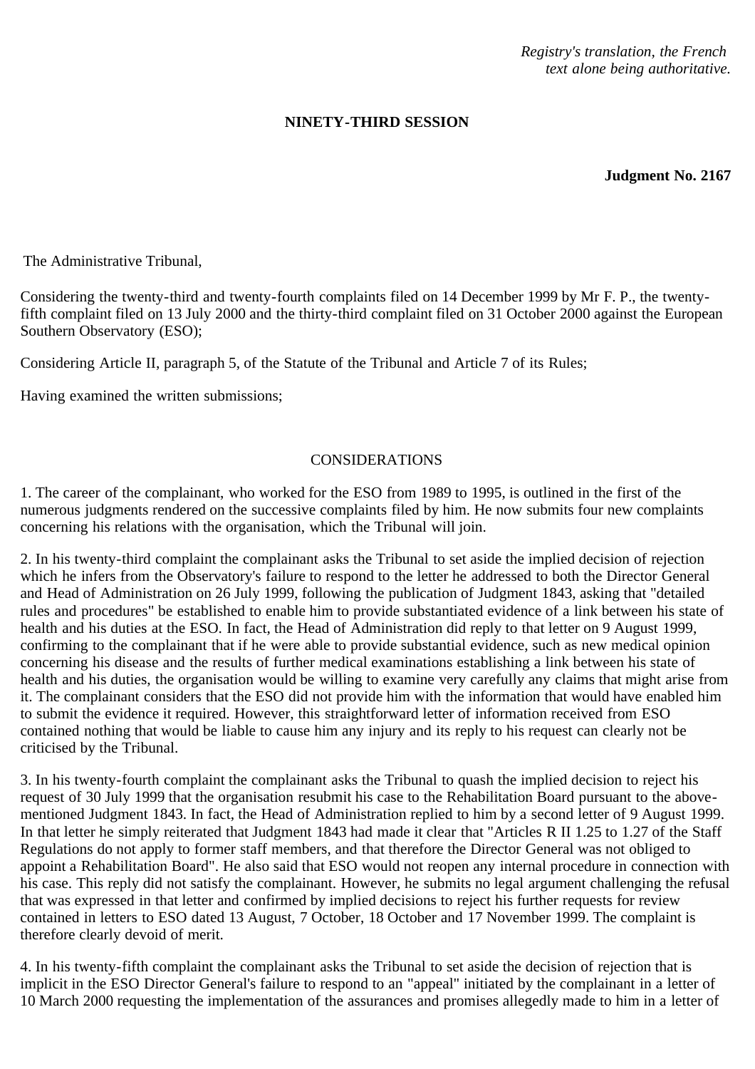*Registry's translation, the French text alone being authoritative.*

**NINETY-THIRD SESSION**

**Judgment No. 2167**

The Administrative Tribunal,

Considering the twenty-third and twenty-fourth complaints filed on 14 December 1999 by Mr F. P., the twenty-fifth complaint filed on 13 July 2000 and the thirty-third complaint filed on 31 October 2000 against the European Southern Observatory (ESO);

Considering Article II, paragraph 5, of the Statute of the Tribunal and Article 7 of its Rules;

Having examined the written submissions;

CONSIDERATIONS

1. The career of the complainant, who worked for the ESO from 1989 to 1995, is outlined in the first of the numerous judgments rendered on the successive complaints filed by him. He now submits four new complaints concerning his relations with the organisation, which the Tribunal will join.

2. In his twenty-third complaint the complainant asks the Tribunal to set aside the implied decision of rejection which he infers from the Observatory's failure to respond to the letter he addressed to both the Director General and Head of Administration on 26 July 1999, following the publication of Judgment 1843, asking that "detailed rules and procedures" be established to enable him to provide substantiated evidence of a link between his state of health and his duties at the ESO. In fact, the Head of Administration did reply to that letter on 9 August 1999, confirming to the complainant that if he were able to provide substantial evidence, such as new medical opinion concerning his disease and the results of further medical examinations establishing a link between his state of health and his duties, the organisation would be willing to examine very carefully any claims that might arise from it. The complainant considers that the ESO did not provide him with the information that would have enabled him to submit the evidence it required. However, this straightforward letter of information received from ESO contained nothing that would be liable to cause him any injury and its reply to his request can clearly not be criticised by the Tribunal.

3. In his twenty-fourth complaint the complainant asks the Tribunal to quash the implied decision to reject his request of 30 July 1999 that the organisation resubmit his case to the Rehabilitation Board pursuant to the above-mentioned Judgment 1843. In fact, the Head of Administration replied to him by a second letter of 9 August 1999. In that letter he simply reiterated that Judgment 1843 had made it clear that "Articles R II 1.25 to 1.27 of the Staff Regulations do not apply to former staff members, and that therefore the Director General was not obliged to appoint a Rehabilitation Board". He also said that ESO would not reopen any internal procedure in connection with his case. This reply did not satisfy the complainant. However, he submits no legal argument challenging the refusal that was expressed in that letter and confirmed by implied decisions to reject his further requests for review contained in letters to ESO dated 13 August, 7 October, 18 October and 17 November 1999. The complaint is therefore clearly devoid of merit.

4. In his twenty-fifth complaint the complainant asks the Tribunal to set aside the decision of rejection that is implicit in the ESO Director General's failure to respond to an "appeal" initiated by the complainant in a letter of 10 March 2000 requesting the implementation of the assurances and promises allegedly made to him in a letter of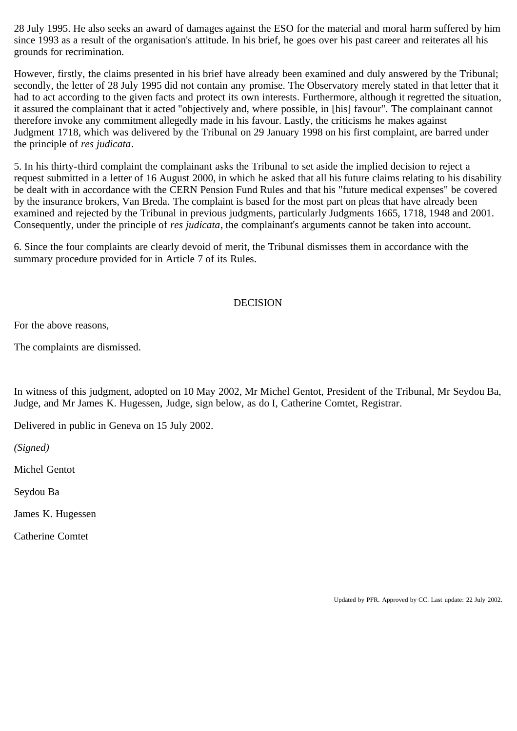28 July 1995. He also seeks an award of damages against the ESO for the material and moral harm suffered by him since 1993 as a result of the organisation's attitude. In his brief, he goes over his past career and reiterates all his grounds for recrimination.

However, firstly, the claims presented in his brief have already been examined and duly answered by the Tribunal; secondly, the letter of 28 July 1995 did not contain any promise. The Observatory merely stated in that letter that it had to act according to the given facts and protect its own interests. Furthermore, although it regretted the situation, it assured the complainant that it acted "objectively and, where possible, in [his] favour". The complainant cannot therefore invoke any commitment allegedly made in his favour. Lastly, the criticisms he makes against Judgment 1718, which was delivered by the Tribunal on 29 January 1998 on his first complaint, are barred under the principle of *res judicata*.

5. In his thirty-third complaint the complainant asks the Tribunal to set aside the implied decision to reject a request submitted in a letter of 16 August 2000, in which he asked that all his future claims relating to his disability be dealt with in accordance with the CERN Pension Fund Rules and that his "future medical expenses" be covered by the insurance brokers, Van Breda. The complaint is based for the most part on pleas that have already been examined and rejected by the Tribunal in previous judgments, particularly Judgments 1665, 1718, 1948 and 2001. Consequently, under the principle of *res judicata*, the complainant's arguments cannot be taken into account.

6. Since the four complaints are clearly devoid of merit, the Tribunal dismisses them in accordance with the summary procedure provided for in Article 7 of its Rules.

DECISION

For the above reasons,

The complaints are dismissed.

In witness of this judgment, adopted on 10 May 2002, Mr Michel Gentot, President of the Tribunal, Mr Seydou Ba, Judge, and Mr James K. Hugessen, Judge, sign below, as do I, Catherine Comtet, Registrar.

Delivered in public in Geneva on 15 July 2002.

*(Signed)*

Michel Gentot

Seydou Ba

James K. Hugessen

Catherine Comtet

Updated by PFR. Approved by CC. Last update: 22 July 2002.